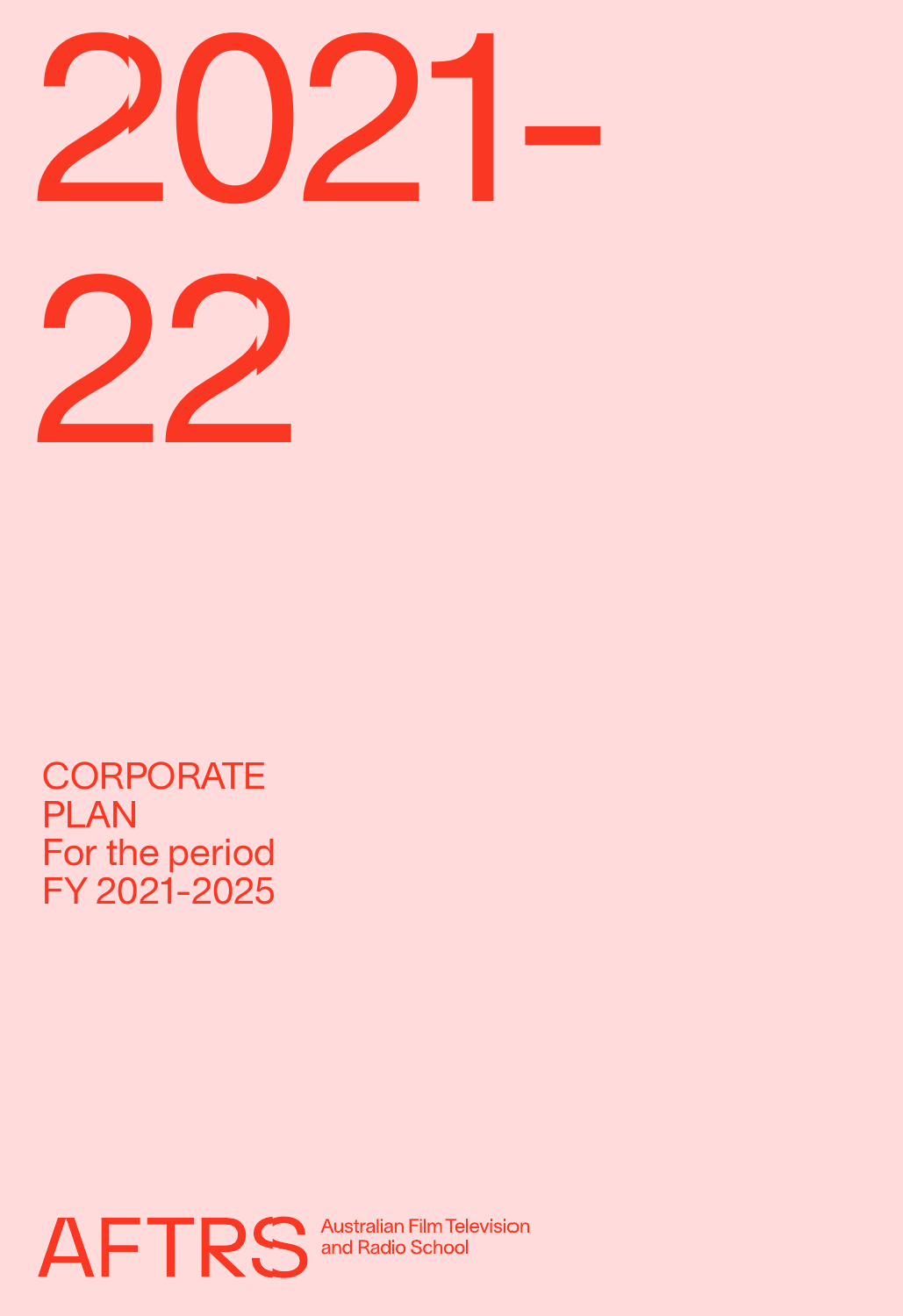# 2021-22

CORPORATE PLAN
For the period
FY 2021-2025

AFTRS Australian Film Television and Radio School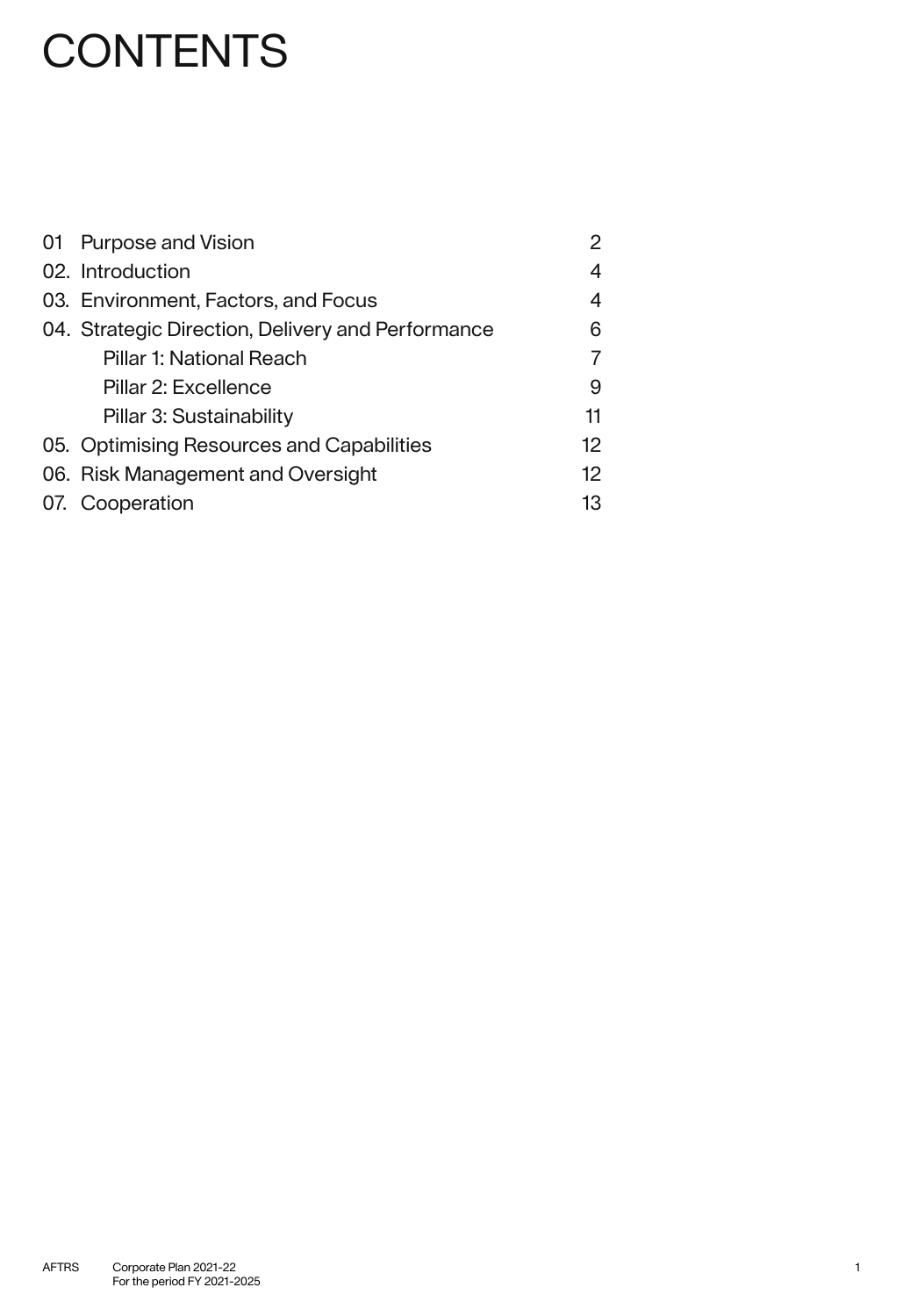# CONTENTS

| | | |
|---|---|---|
| 01 | Purpose and Vision | 2 |
| 02. | Introduction | 4 |
| 03. | Environment, Factors, and Focus | 4 |
| 04. | Strategic Direction, Delivery and Performance | 6 |
| | Pillar 1: National Reach | 7 |
| | Pillar 2: Excellence | 9 |
| | Pillar 3: Sustainability | 11 |
| 05. | Optimising Resources and Capabilities | 12 |
| 06. | Risk Management and Oversight | 12 |
| 07. | Cooperation | 13 |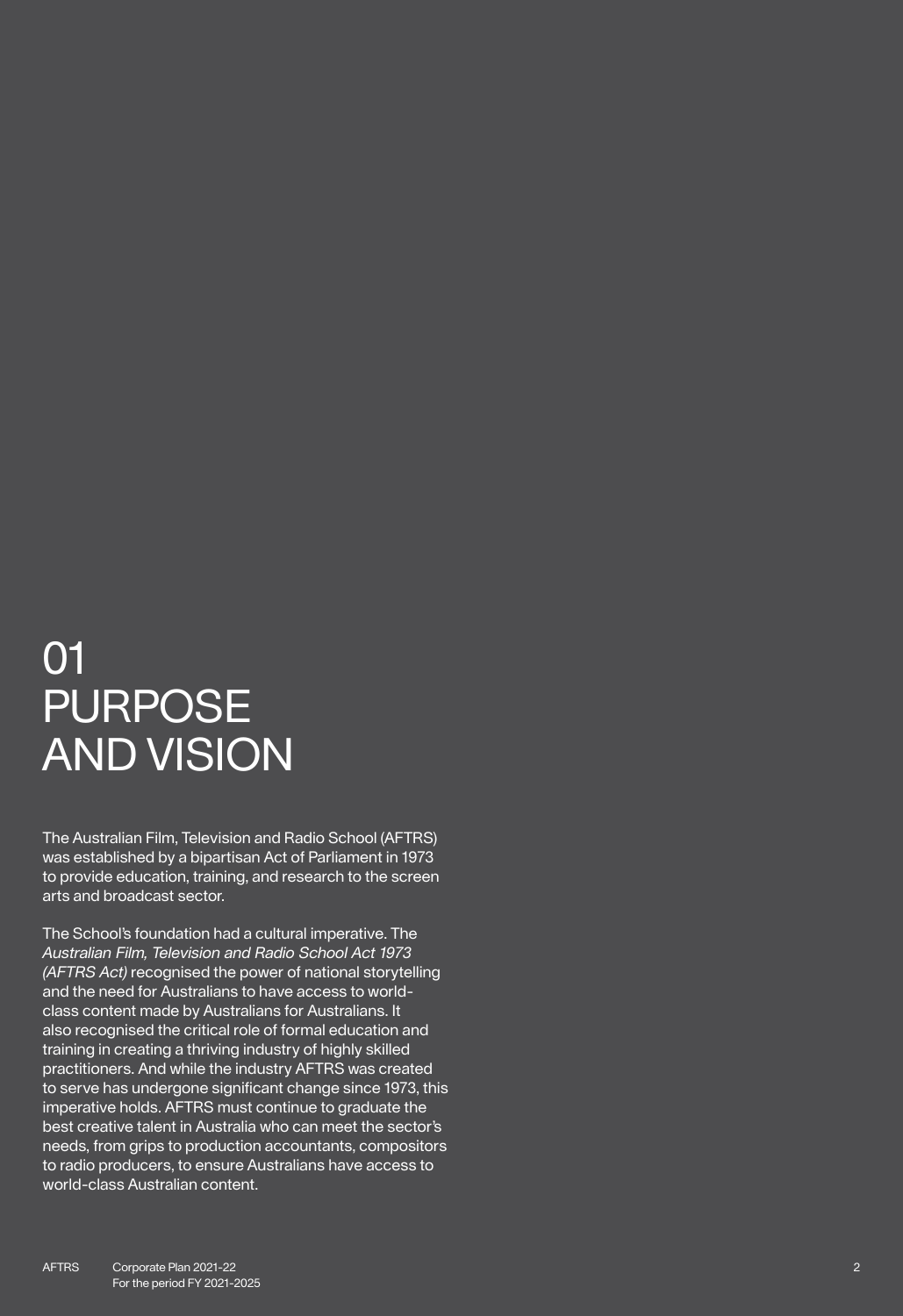# 01 PURPOSE AND VISION

The Australian Film, Television and Radio School (AFTRS) was established by a bipartisan Act of Parliament in 1973 to provide education, training, and research to the screen arts and broadcast sector.

The School's foundation had a cultural imperative. The *Australian Film, Television and Radio School Act 1973 (AFTRS Act)* recognised the power of national storytelling and the need for Australians to have access to world-class content made by Australians for Australians. It also recognised the critical role of formal education and training in creating a thriving industry of highly skilled practitioners. And while the industry AFTRS was created to serve has undergone significant change since 1973, this imperative holds. AFTRS must continue to graduate the best creative talent in Australia who can meet the sector's needs, from grips to production accountants, compositors to radio producers, to ensure Australians have access to world-class Australian content.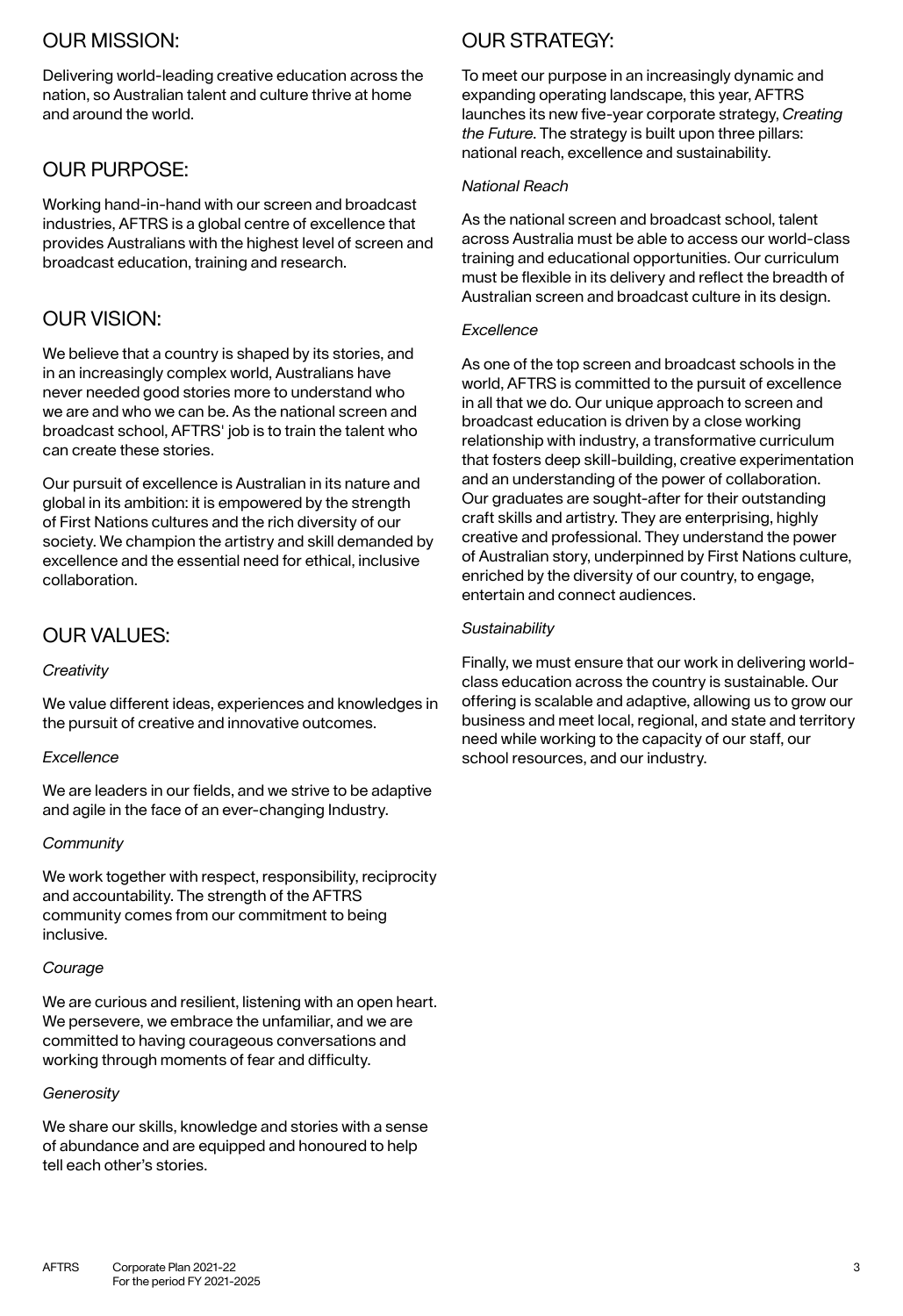## OUR MISSION:

Delivering world-leading creative education across the nation, so Australian talent and culture thrive at home and around the world.

## OUR PURPOSE:

Working hand-in-hand with our screen and broadcast industries, AFTRS is a global centre of excellence that provides Australians with the highest level of screen and broadcast education, training and research.

## OUR VISION:

We believe that a country is shaped by its stories, and in an increasingly complex world, Australians have never needed good stories more to understand who we are and who we can be. As the national screen and broadcast school, AFTRS' job is to train the talent who can create these stories.

Our pursuit of excellence is Australian in its nature and global in its ambition: it is empowered by the strength of First Nations cultures and the rich diversity of our society. We champion the artistry and skill demanded by excellence and the essential need for ethical, inclusive collaboration.

## OUR VALUES:

*Creativity*

We value different ideas, experiences and knowledges in the pursuit of creative and innovative outcomes.

*Excellence*

We are leaders in our fields, and we strive to be adaptive and agile in the face of an ever-changing Industry.

*Community*

We work together with respect, responsibility, reciprocity and accountability. The strength of the AFTRS community comes from our commitment to being inclusive.

*Courage*

We are curious and resilient, listening with an open heart. We persevere, we embrace the unfamiliar, and we are committed to having courageous conversations and working through moments of fear and difficulty.

*Generosity*

We share our skills, knowledge and stories with a sense of abundance and are equipped and honoured to help tell each other's stories.

## OUR STRATEGY:

To meet our purpose in an increasingly dynamic and expanding operating landscape, this year, AFTRS launches its new five-year corporate strategy, *Creating the Future*. The strategy is built upon three pillars: national reach, excellence and sustainability.

*National Reach*

As the national screen and broadcast school, talent across Australia must be able to access our world-class training and educational opportunities. Our curriculum must be flexible in its delivery and reflect the breadth of Australian screen and broadcast culture in its design.

*Excellence*

As one of the top screen and broadcast schools in the world, AFTRS is committed to the pursuit of excellence in all that we do. Our unique approach to screen and broadcast education is driven by a close working relationship with industry, a transformative curriculum that fosters deep skill-building, creative experimentation and an understanding of the power of collaboration. Our graduates are sought-after for their outstanding craft skills and artistry. They are enterprising, highly creative and professional. They understand the power of Australian story, underpinned by First Nations culture, enriched by the diversity of our country, to engage, entertain and connect audiences.

*Sustainability*

Finally, we must ensure that our work in delivering world-class education across the country is sustainable. Our offering is scalable and adaptive, allowing us to grow our business and meet local, regional, and state and territory need while working to the capacity of our staff, our school resources, and our industry.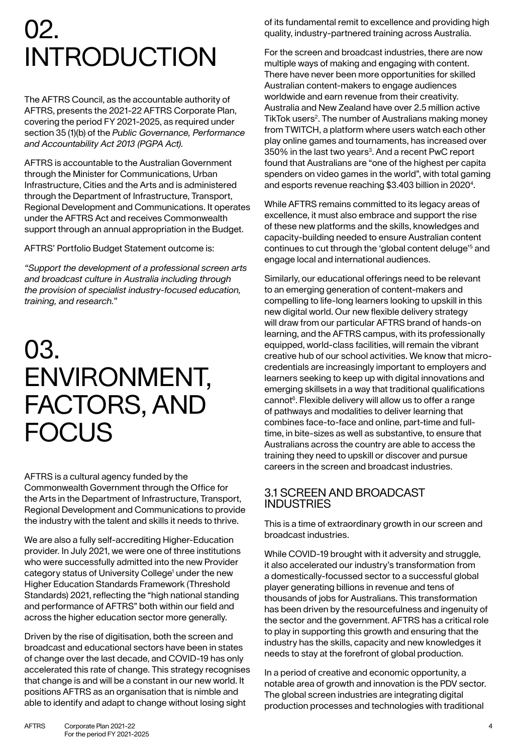# 02. INTRODUCTION

The AFTRS Council, as the accountable authority of AFTRS, presents the 2021-22 AFTRS Corporate Plan, covering the period FY 2021-2025, as required under section 35 (1)(b) of the *Public Governance, Performance and Accountability Act 2013 (PGPA Act).*

AFTRS is accountable to the Australian Government through the Minister for Communications, Urban Infrastructure, Cities and the Arts and is administered through the Department of Infrastructure, Transport, Regional Development and Communications. It operates under the AFTRS Act and receives Commonwealth support through an annual appropriation in the Budget.

AFTRS' Portfolio Budget Statement outcome is:

*"Support the development of a professional screen arts and broadcast culture in Australia including through the provision of specialist industry-focused education, training, and research."*

# 03. ENVIRONMENT, FACTORS, AND FOCUS

AFTRS is a cultural agency funded by the Commonwealth Government through the Office for the Arts in the Department of Infrastructure, Transport, Regional Development and Communications to provide the industry with the talent and skills it needs to thrive.

We are also a fully self-accrediting Higher-Education provider. In July 2021, we were one of three institutions who were successfully admitted into the new Provider category status of University College[1] under the new Higher Education Standards Framework (Threshold Standards) 2021, reflecting the "high national standing and performance of AFTRS" both within our field and across the higher education sector more generally.

Driven by the rise of digitisation, both the screen and broadcast and educational sectors have been in states of change over the last decade, and COVID-19 has only accelerated this rate of change. This strategy recognises that change is and will be a constant in our new world. It positions AFTRS as an organisation that is nimble and able to identify and adapt to change without losing sight of its fundamental remit to excellence and providing high quality, industry-partnered training across Australia.

For the screen and broadcast industries, there are now multiple ways of making and engaging with content. There have never been more opportunities for skilled Australian content-makers to engage audiences worldwide and earn revenue from their creativity. Australia and New Zealand have over 2.5 million active TikTok users[2]. The number of Australians making money from TWITCH, a platform where users watch each other play online games and tournaments, has increased over 350% in the last two years[3]. And a recent PwC report found that Australians are "one of the highest per capita spenders on video games in the world", with total gaming and esports revenue reaching $3.403 billion in 2020[4].

While AFTRS remains committed to its legacy areas of excellence, it must also embrace and support the rise of these new platforms and the skills, knowledges and capacity-building needed to ensure Australian content continues to cut through the 'global content deluge'[5] and engage local and international audiences.

Similarly, our educational offerings need to be relevant to an emerging generation of content-makers and compelling to life-long learners looking to upskill in this new digital world. Our new flexible delivery strategy will draw from our particular AFTRS brand of hands-on learning, and the AFTRS campus, with its professionally equipped, world-class facilities, will remain the vibrant creative hub of our school activities. We know that micro-credentials are increasingly important to employers and learners seeking to keep up with digital innovations and emerging skillsets in a way that traditional qualifications cannot[6]. Flexible delivery will allow us to offer a range of pathways and modalities to deliver learning that combines face-to-face and online, part-time and full-time, in bite-sizes as well as substantive, to ensure that Australians across the country are able to access the training they need to upskill or discover and pursue careers in the screen and broadcast industries.

## 3.1 SCREEN AND BROADCAST INDUSTRIES

This is a time of extraordinary growth in our screen and broadcast industries.

While COVID-19 brought with it adversity and struggle, it also accelerated our industry's transformation from a domestically-focussed sector to a successful global player generating billions in revenue and tens of thousands of jobs for Australians. This transformation has been driven by the resourcefulness and ingenuity of the sector and the government. AFTRS has a critical role to play in supporting this growth and ensuring that the industry has the skills, capacity and new knowledges it needs to stay at the forefront of global production.

In a period of creative and economic opportunity, a notable area of growth and innovation is the PDV sector. The global screen industries are integrating digital production processes and technologies with traditional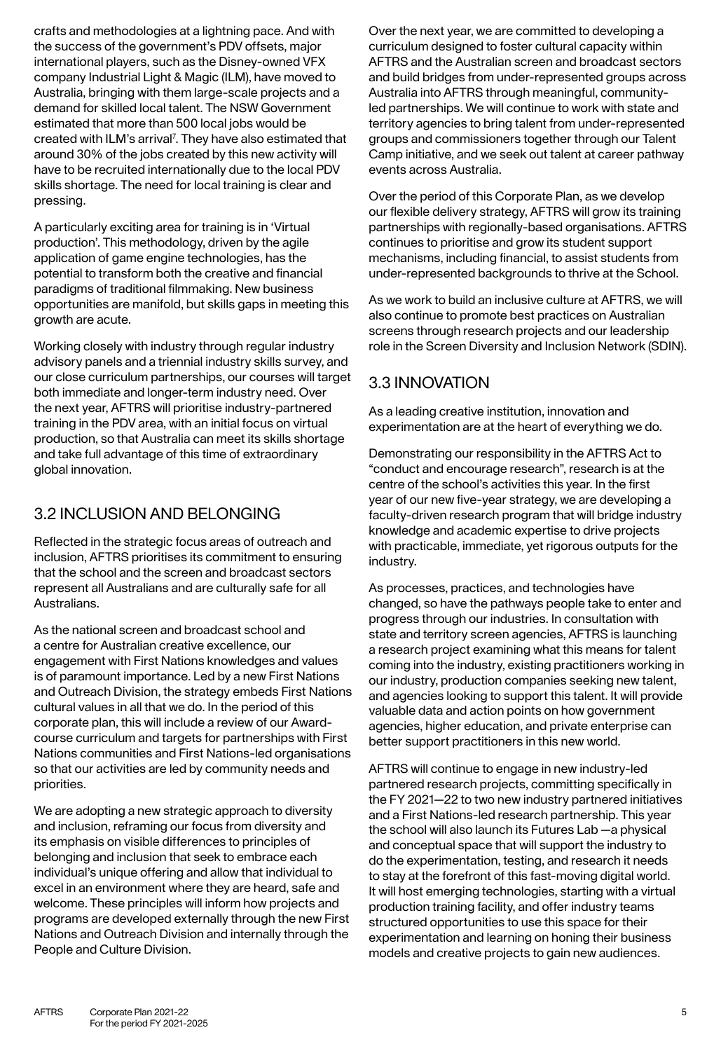crafts and methodologies at a lightning pace. And with the success of the government's PDV offsets, major international players, such as the Disney-owned VFX company Industrial Light & Magic (ILM), have moved to Australia, bringing with them large-scale projects and a demand for skilled local talent. The NSW Government estimated that more than 500 local jobs would be created with ILM's arrival[7]. They have also estimated that around 30% of the jobs created by this new activity will have to be recruited internationally due to the local PDV skills shortage. The need for local training is clear and pressing.

A particularly exciting area for training is in 'Virtual production'. This methodology, driven by the agile application of game engine technologies, has the potential to transform both the creative and financial paradigms of traditional filmmaking. New business opportunities are manifold, but skills gaps in meeting this growth are acute.

Working closely with industry through regular industry advisory panels and a triennial industry skills survey, and our close curriculum partnerships, our courses will target both immediate and longer-term industry need. Over the next year, AFTRS will prioritise industry-partnered training in the PDV area, with an initial focus on virtual production, so that Australia can meet its skills shortage and take full advantage of this time of extraordinary global innovation.

## 3.2 INCLUSION AND BELONGING

Reflected in the strategic focus areas of outreach and inclusion, AFTRS prioritises its commitment to ensuring that the school and the screen and broadcast sectors represent all Australians and are culturally safe for all Australians.

As the national screen and broadcast school and a centre for Australian creative excellence, our engagement with First Nations knowledges and values is of paramount importance. Led by a new First Nations and Outreach Division, the strategy embeds First Nations cultural values in all that we do. In the period of this corporate plan, this will include a review of our Award-course curriculum and targets for partnerships with First Nations communities and First Nations-led organisations so that our activities are led by community needs and priorities.

We are adopting a new strategic approach to diversity and inclusion, reframing our focus from diversity and its emphasis on visible differences to principles of belonging and inclusion that seek to embrace each individual's unique offering and allow that individual to excel in an environment where they are heard, safe and welcome. These principles will inform how projects and programs are developed externally through the new First Nations and Outreach Division and internally through the People and Culture Division.

Over the next year, we are committed to developing a curriculum designed to foster cultural capacity within AFTRS and the Australian screen and broadcast sectors and build bridges from under-represented groups across Australia into AFTRS through meaningful, community-led partnerships. We will continue to work with state and territory agencies to bring talent from under-represented groups and commissioners together through our Talent Camp initiative, and we seek out talent at career pathway events across Australia.

Over the period of this Corporate Plan, as we develop our flexible delivery strategy, AFTRS will grow its training partnerships with regionally-based organisations. AFTRS continues to prioritise and grow its student support mechanisms, including financial, to assist students from under-represented backgrounds to thrive at the School.

As we work to build an inclusive culture at AFTRS, we will also continue to promote best practices on Australian screens through research projects and our leadership role in the Screen Diversity and Inclusion Network (SDIN).

## 3.3 INNOVATION

As a leading creative institution, innovation and experimentation are at the heart of everything we do.

Demonstrating our responsibility in the AFTRS Act to "conduct and encourage research", research is at the centre of the school's activities this year. In the first year of our new five-year strategy, we are developing a faculty-driven research program that will bridge industry knowledge and academic expertise to drive projects with practicable, immediate, yet rigorous outputs for the industry.

As processes, practices, and technologies have changed, so have the pathways people take to enter and progress through our industries. In consultation with state and territory screen agencies, AFTRS is launching a research project examining what this means for talent coming into the industry, existing practitioners working in our industry, production companies seeking new talent, and agencies looking to support this talent. It will provide valuable data and action points on how government agencies, higher education, and private enterprise can better support practitioners in this new world.

AFTRS will continue to engage in new industry-led partnered research projects, committing specifically in the FY 2021—22 to two new industry partnered initiatives and a First Nations-led research partnership. This year the school will also launch its Futures Lab —a physical and conceptual space that will support the industry to do the experimentation, testing, and research it needs to stay at the forefront of this fast-moving digital world. It will host emerging technologies, starting with a virtual production training facility, and offer industry teams structured opportunities to use this space for their experimentation and learning on honing their business models and creative projects to gain new audiences.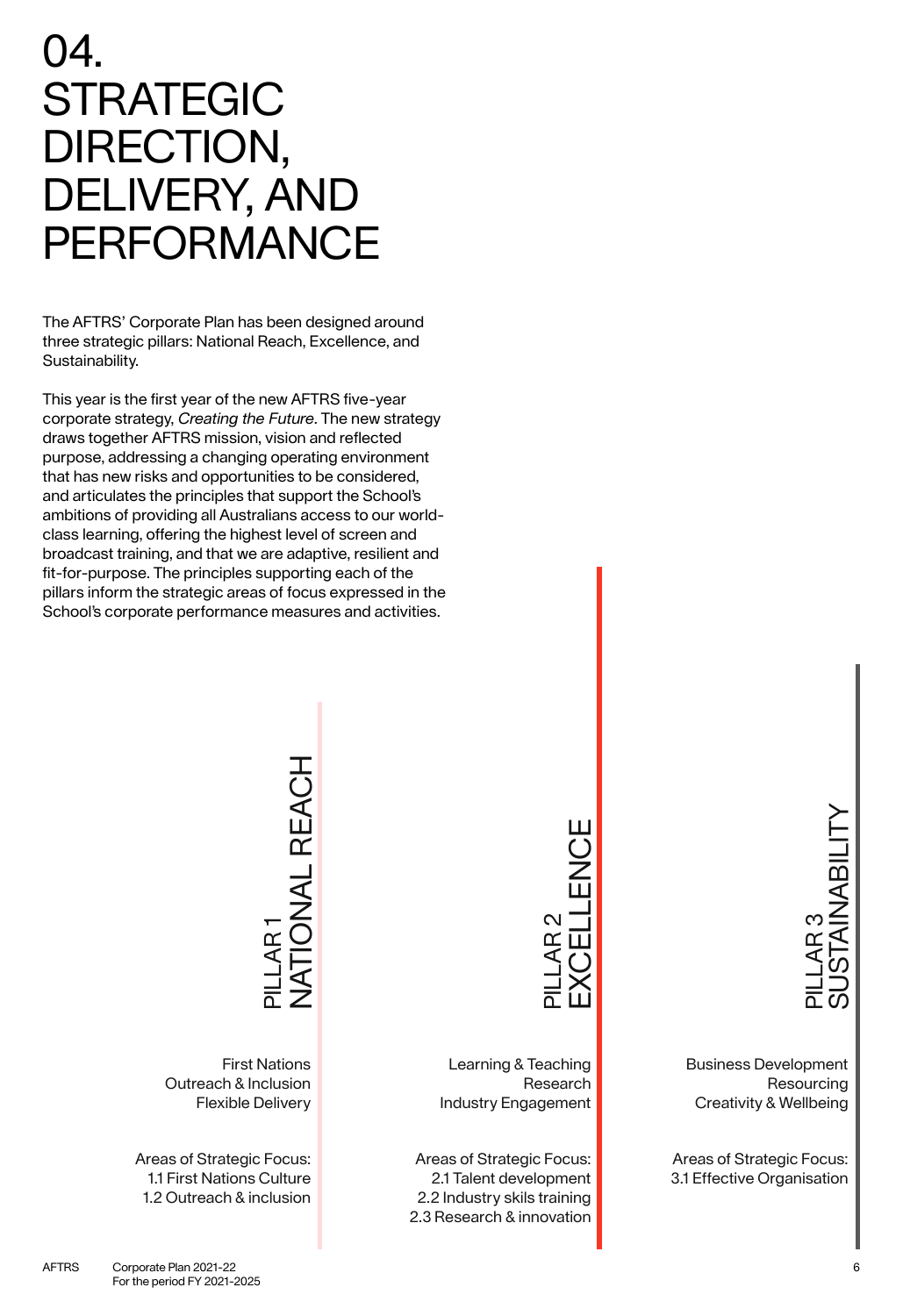# 04. STRATEGIC DIRECTION, DELIVERY, AND PERFORMANCE

The AFTRS' Corporate Plan has been designed around three strategic pillars: National Reach, Excellence, and Sustainability.

This year is the first year of the new AFTRS five-year corporate strategy, *Creating the Future*. The new strategy draws together AFTRS mission, vision and reflected purpose, addressing a changing operating environment that has new risks and opportunities to be considered, and articulates the principles that support the School's ambitions of providing all Australians access to our world-class learning, offering the highest level of screen and broadcast training, and that we are adaptive, resilient and fit-for-purpose. The principles supporting each of the pillars inform the strategic areas of focus expressed in the School's corporate performance measures and activities.

## PILLAR 1 NATIONAL REACH

First Nations
Outreach & Inclusion
Flexible Delivery

Areas of Strategic Focus:
1.1 First Nations Culture
1.2 Outreach & inclusion

## PILLAR 2 EXCELLENCE

Learning & Teaching
Research
Industry Engagement

Areas of Strategic Focus:
2.1 Talent development
2.2 Industry skils training
2.3 Research & innovation

## PILLAR 3 SUSTAINABILITY

Business Development
Resourcing
Creativity & Wellbeing

Areas of Strategic Focus:
3.1 Effective Organisation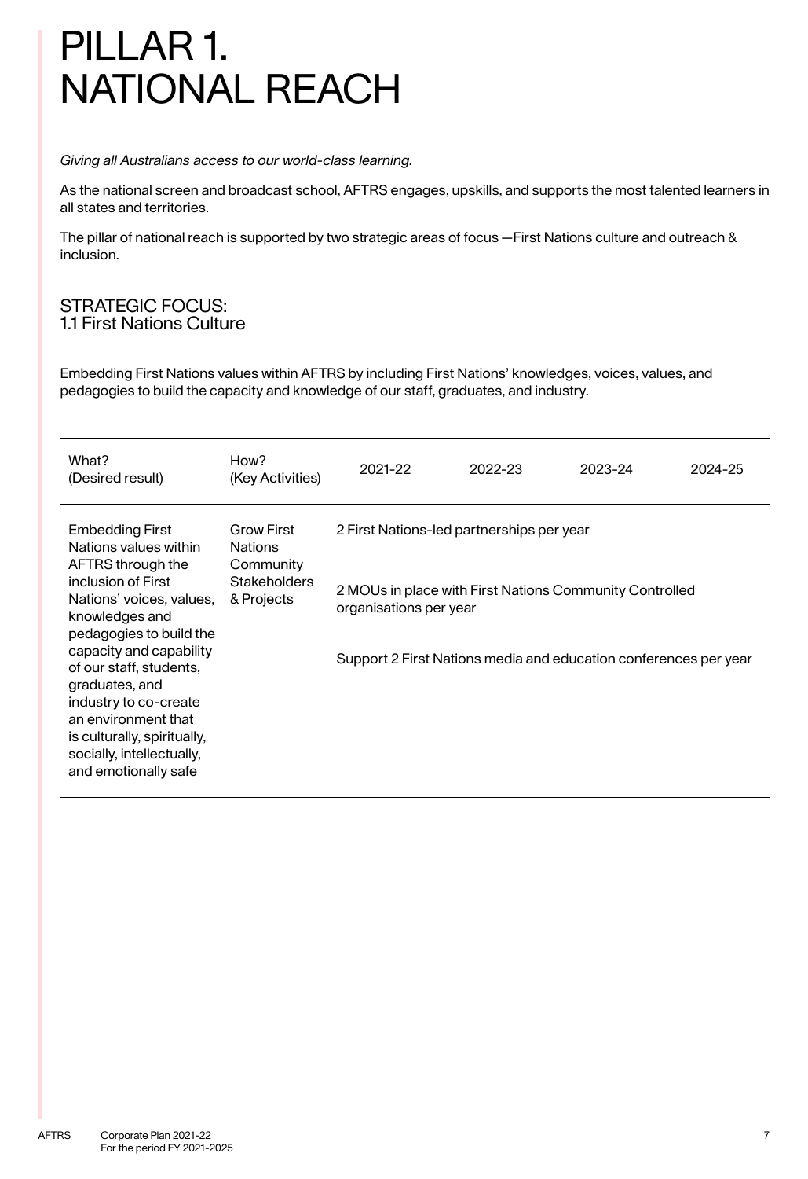# PILLAR 1. NATIONAL REACH

*Giving all Australians access to our world-class learning.*

As the national screen and broadcast school, AFTRS engages, upskills, and supports the most talented learners in all states and territories.

The pillar of national reach is supported by two strategic areas of focus —First Nations culture and outreach & inclusion.

## STRATEGIC FOCUS:
## 1.1 First Nations Culture

Embedding First Nations values within AFTRS by including First Nations' knowledges, voices, values, and pedagogies to build the capacity and knowledge of our staff, graduates, and industry.

| What? (Desired result) | How? (Key Activities) | 2021-22 | 2022-23 | 2023-24 | 2024-25 |
|---|---|---|---|---|---|
| Embedding First Nations values within AFTRS through the inclusion of First Nations' voices, values, knowledges and pedagogies to build the capacity and capability of our staff, students, graduates, and industry to co-create an environment that is culturally, spiritually, socially, intellectually, and emotionally safe | Grow First Nations Community Stakeholders & Projects | 2 First Nations-led partnerships per year | | | |
| | | 2 MOUs in place with First Nations Community Controlled organisations per year | | | |
| | | Support 2 First Nations media and education conferences per year | | | |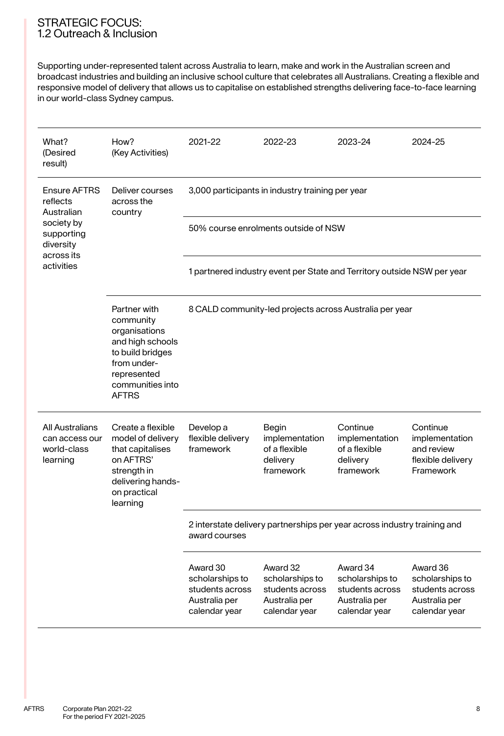# STRATEGIC FOCUS:
## 1.2 Outreach & Inclusion

Supporting under-represented talent across Australia to learn, make and work in the Australian screen and broadcast industries and building an inclusive school culture that celebrates all Australians. Creating a flexible and responsive model of delivery that allows us to capitalise on established strengths delivering face-to-face learning in our world-class Sydney campus.

| What? (Desired result) | How? (Key Activities) | 2021-22 | 2022-23 | 2023-24 | 2024-25 |
|---|---|---|---|---|---|
| Ensure AFTRS reflects Australian society by supporting diversity across its activities | Deliver courses across the country | 3,000 participants in industry training per year | | | |
| | | 50% course enrolments outside of NSW | | | |
| | | 1 partnered industry event per State and Territory outside NSW per year | | | |
| | Partner with community organisations and high schools to build bridges from under-represented communities into AFTRS | 8 CALD community-led projects across Australia per year | | | |
| All Australians can access our world-class learning | Create a flexible model of delivery that capitalises on AFTRS' strength in delivering hands-on practical learning | Develop a flexible delivery framework | Begin implementation of a flexible delivery framework | Continue implementation of a flexible delivery framework | Continue implementation and review flexible delivery Framework |
| | | 2 interstate delivery partnerships per year across industry training and award courses | | | |
| | | Award 30 scholarships to students across Australia per calendar year | Award 32 scholarships to students across Australia per calendar year | Award 34 scholarships to students across Australia per calendar year | Award 36 scholarships to students across Australia per calendar year |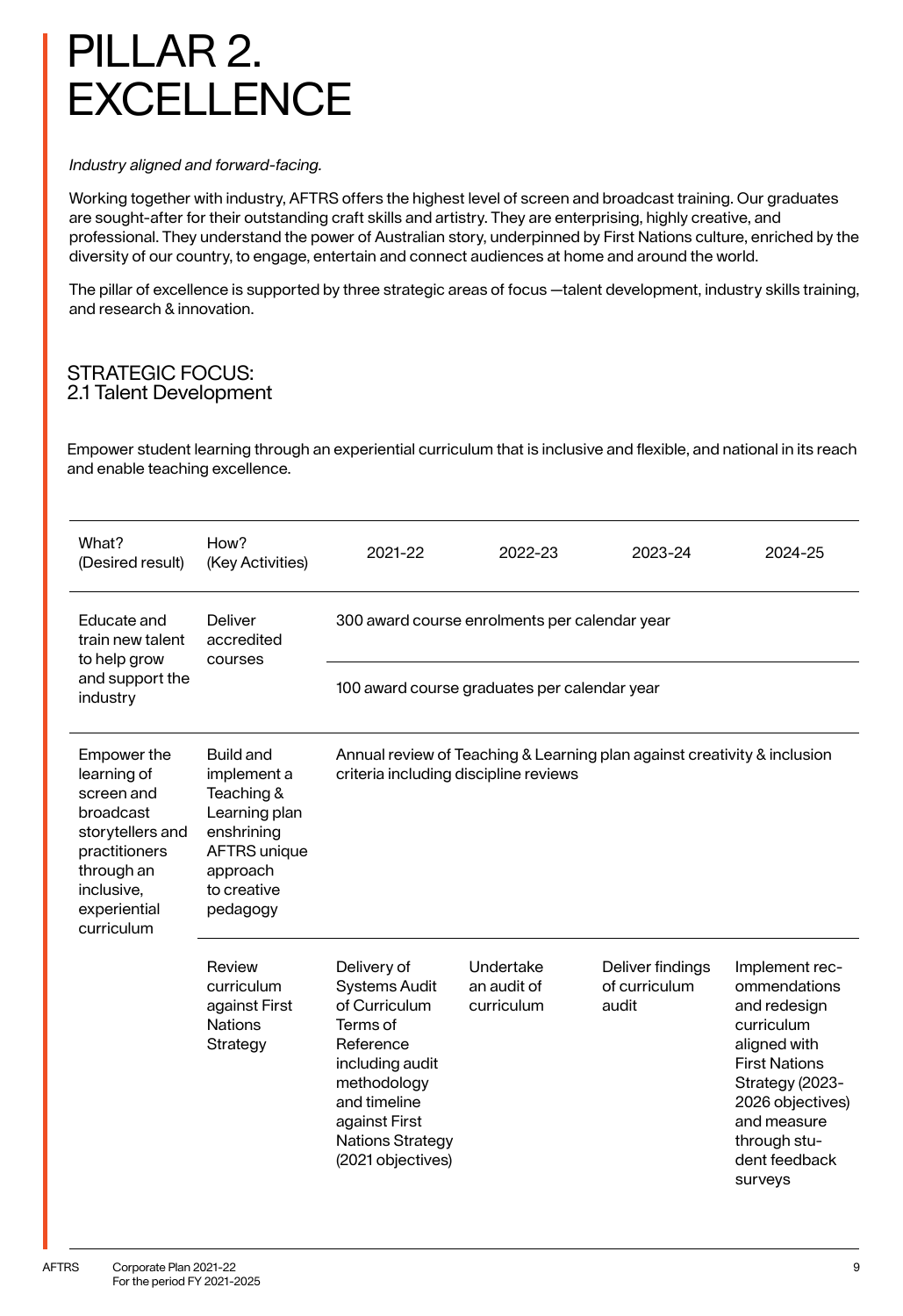# PILLAR 2. EXCELLENCE

*Industry aligned and forward-facing.*

Working together with industry, AFTRS offers the highest level of screen and broadcast training. Our graduates are sought-after for their outstanding craft skills and artistry. They are enterprising, highly creative, and professional. They understand the power of Australian story, underpinned by First Nations culture, enriched by the diversity of our country, to engage, entertain and connect audiences at home and around the world.

The pillar of excellence is supported by three strategic areas of focus —talent development, industry skills training, and research & innovation.

## STRATEGIC FOCUS:
## 2.1 Talent Development

Empower student learning through an experiential curriculum that is inclusive and flexible, and national in its reach and enable teaching excellence.

| What? (Desired result) | How? (Key Activities) | 2021-22 | 2022-23 | 2023-24 | 2024-25 |
|---|---|---|---|---|---|
| Educate and train new talent to help grow and support the industry | Deliver accredited courses | 300 award course enrolments per calendar year | | | |
| | | 100 award course graduates per calendar year | | | |
| Empower the learning of screen and broadcast storytellers and practitioners through an inclusive, experiential curriculum | Build and implement a Teaching & Learning plan enshrining AFTRS unique approach to creative pedagogy | Annual review of Teaching & Learning plan against creativity & inclusion criteria including discipline reviews | | | |
| | Review curriculum against First Nations Strategy | Delivery of Systems Audit of Curriculum Terms of Reference including audit methodology and timeline against First Nations Strategy (2021 objectives) | Undertake an audit of curriculum | Deliver findings of curriculum audit | Implement recommendations and redesign curriculum aligned with First Nations Strategy (2023-2026 objectives) and measure through student feedback surveys |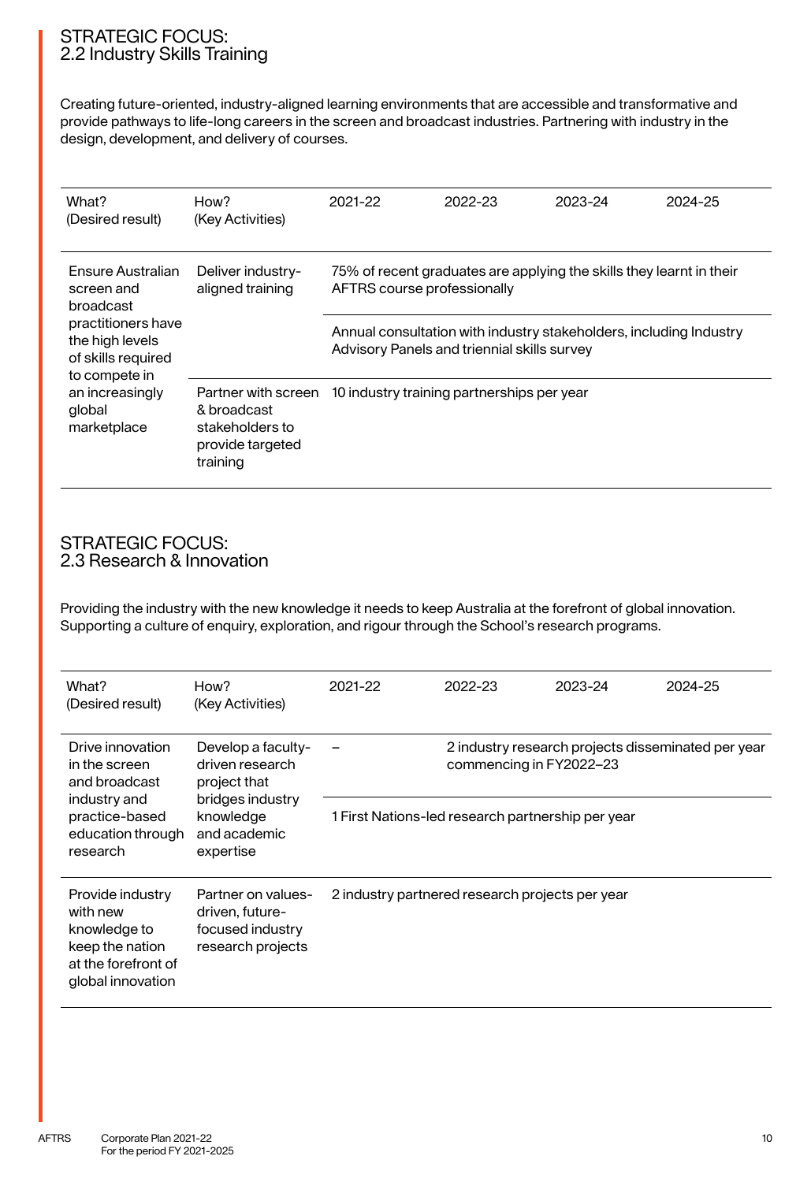## STRATEGIC FOCUS:
## 2.2 Industry Skills Training

Creating future-oriented, industry-aligned learning environments that are accessible and transformative and provide pathways to life-long careers in the screen and broadcast industries. Partnering with industry in the design, development, and delivery of courses.

| What? (Desired result) | How? (Key Activities) | 2021-22 | 2022-23 | 2023-24 | 2024-25 |
|---|---|---|---|---|---|
| Ensure Australian screen and broadcast practitioners have the high levels of skills required to compete in an increasingly global marketplace | Deliver industry-aligned training | 75% of recent graduates are applying the skills they learnt in their AFTRS course professionally | | | |
| | | Annual consultation with industry stakeholders, including Industry Advisory Panels and triennial skills survey | | | |
| | Partner with screen & broadcast stakeholders to provide targeted training | 10 industry training partnerships per year | | | |

## STRATEGIC FOCUS:
## 2.3 Research & Innovation

Providing the industry with the new knowledge it needs to keep Australia at the forefront of global innovation. Supporting a culture of enquiry, exploration, and rigour through the School's research programs.

| What? (Desired result) | How? (Key Activities) | 2021-22 | 2022-23 | 2023-24 | 2024-25 |
|---|---|---|---|---|---|
| Drive innovation in the screen and broadcast industry and practice-based education through research | Develop a faculty-driven research project that bridges industry knowledge and academic expertise | – | 2 industry research projects disseminated per year commencing in FY2022–23 | | |
| | | 1 First Nations-led research partnership per year | | | |
| Provide industry with new knowledge to keep the nation at the forefront of global innovation | Partner on values-driven, future-focused industry research projects | 2 industry partnered research projects per year | | | |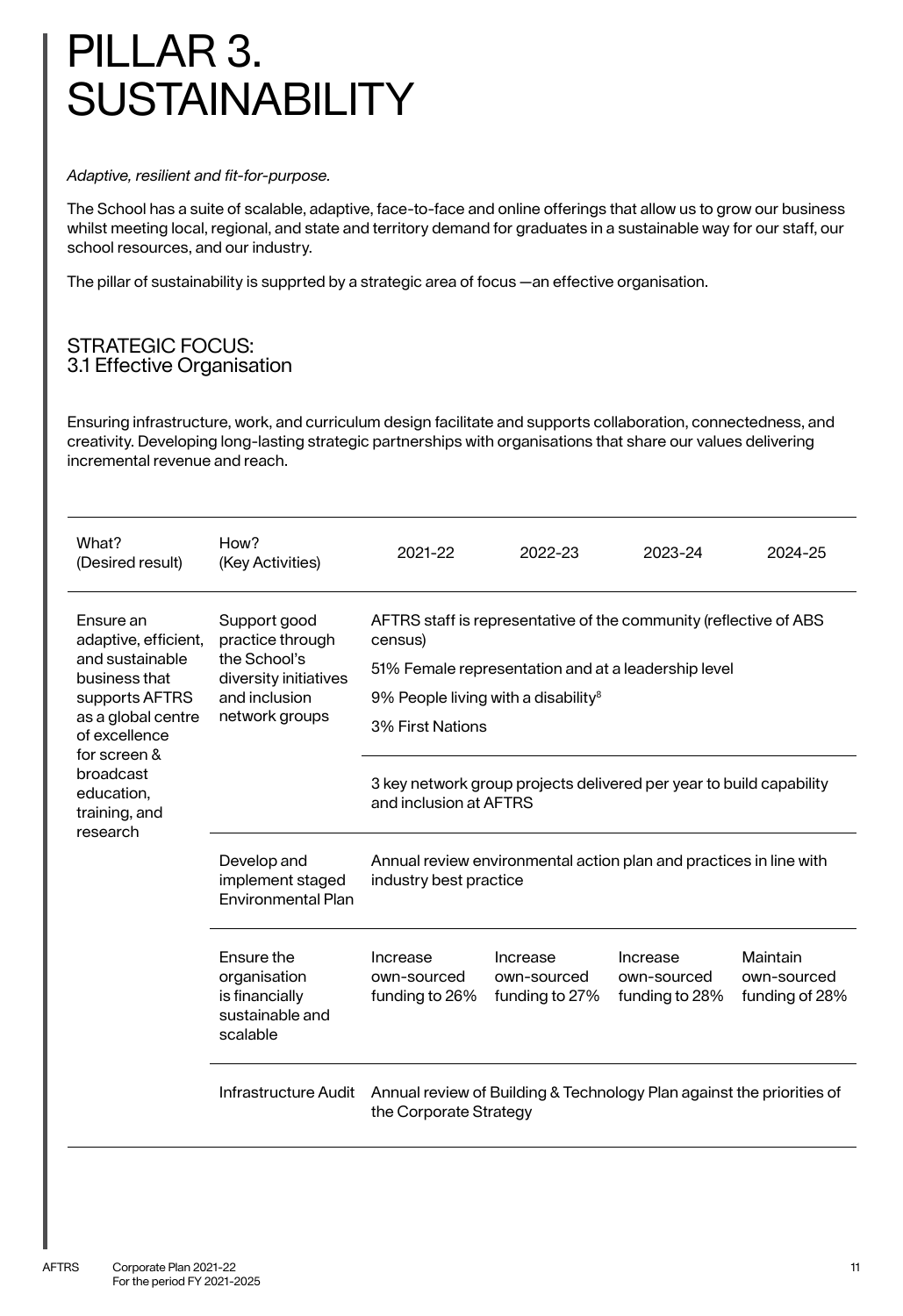# PILLAR 3. SUSTAINABILITY

*Adaptive, resilient and fit-for-purpose.*

The School has a suite of scalable, adaptive, face-to-face and online offerings that allow us to grow our business whilst meeting local, regional, and state and territory demand for graduates in a sustainable way for our staff, our school resources, and our industry.

The pillar of sustainability is supprted by a strategic area of focus —an effective organisation.

## STRATEGIC FOCUS: 3.1 Effective Organisation

Ensuring infrastructure, work, and curriculum design facilitate and supports collaboration, connectedness, and creativity. Developing long-lasting strategic partnerships with organisations that share our values delivering incremental revenue and reach.

| What? (Desired result) | How? (Key Activities) | 2021-22 | 2022-23 | 2023-24 | 2024-25 |
|---|---|---|---|---|---|
| Ensure an adaptive, efficient, and sustainable business that supports AFTRS as a global centre of excellence for screen & broadcast education, training, and research | Support good practice through the School's diversity initiatives and inclusion network groups | AFTRS staff is representative of the community (reflective of ABS census)<br>51% Female representation and at a leadership level<br>9% People living with a disability[8]<br>3% First Nations | | | |
| | | 3 key network group projects delivered per year to build capability and inclusion at AFTRS | | | |
| | Develop and implement staged Environmental Plan | Annual review environmental action plan and practices in line with industry best practice | | | |
| | Ensure the organisation is financially sustainable and scalable | Increase own-sourced funding to 26% | Increase own-sourced funding to 27% | Increase own-sourced funding to 28% | Maintain own-sourced funding of 28% |
| | Infrastructure Audit | Annual review of Building & Technology Plan against the priorities of the Corporate Strategy | | | |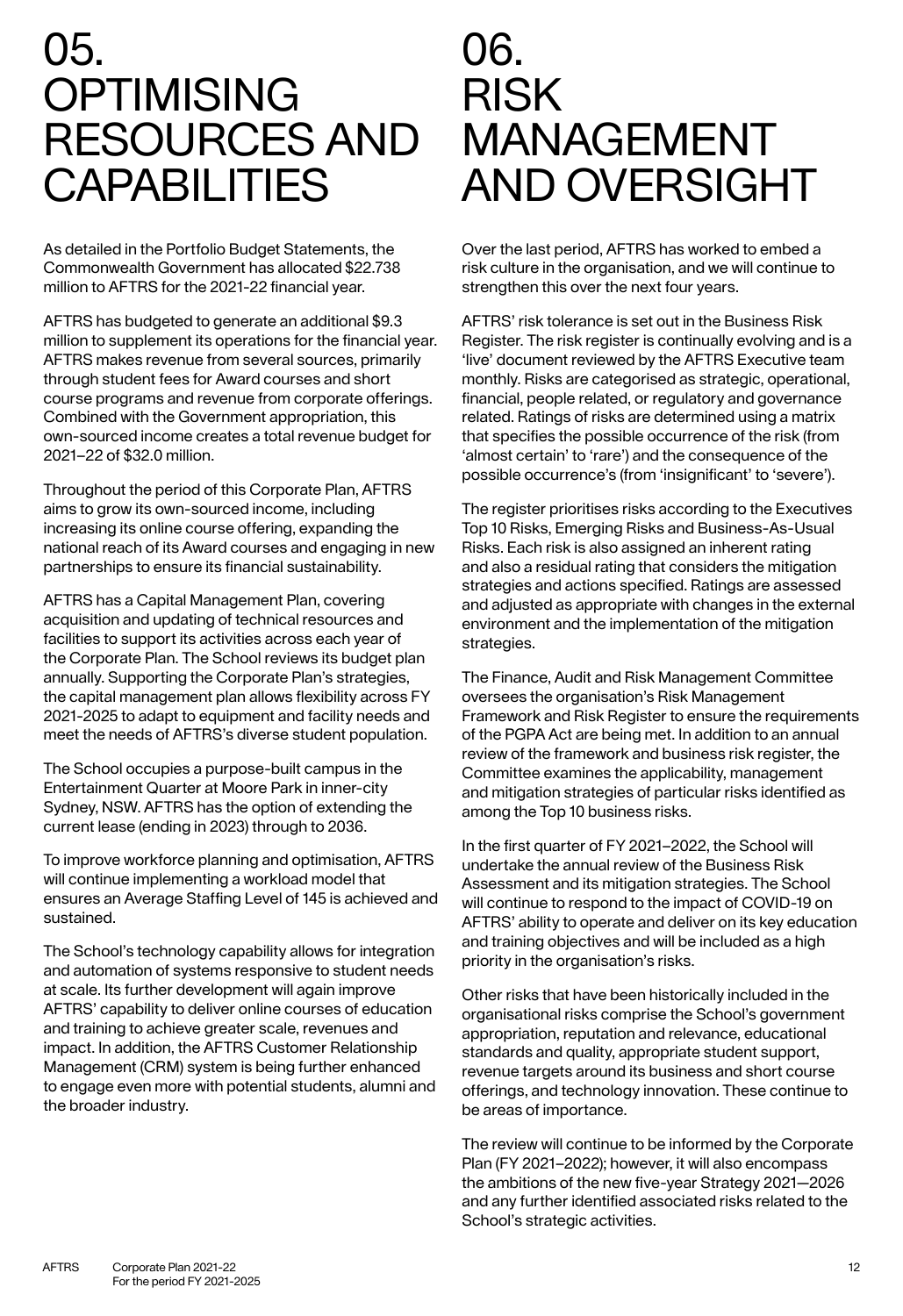# 05. OPTIMISING RESOURCES AND CAPABILITIES

As detailed in the Portfolio Budget Statements, the Commonwealth Government has allocated $22.738 million to AFTRS for the 2021-22 financial year.

AFTRS has budgeted to generate an additional $9.3 million to supplement its operations for the financial year. AFTRS makes revenue from several sources, primarily through student fees for Award courses and short course programs and revenue from corporate offerings. Combined with the Government appropriation, this own-sourced income creates a total revenue budget for 2021–22 of $32.0 million.

Throughout the period of this Corporate Plan, AFTRS aims to grow its own-sourced income, including increasing its online course offering, expanding the national reach of its Award courses and engaging in new partnerships to ensure its financial sustainability.

AFTRS has a Capital Management Plan, covering acquisition and updating of technical resources and facilities to support its activities across each year of the Corporate Plan. The School reviews its budget plan annually. Supporting the Corporate Plan's strategies, the capital management plan allows flexibility across FY 2021-2025 to adapt to equipment and facility needs and meet the needs of AFTRS's diverse student population.

The School occupies a purpose-built campus in the Entertainment Quarter at Moore Park in inner-city Sydney, NSW. AFTRS has the option of extending the current lease (ending in 2023) through to 2036.

To improve workforce planning and optimisation, AFTRS will continue implementing a workload model that ensures an Average Staffing Level of 145 is achieved and sustained.

The School's technology capability allows for integration and automation of systems responsive to student needs at scale. Its further development will again improve AFTRS' capability to deliver online courses of education and training to achieve greater scale, revenues and impact. In addition, the AFTRS Customer Relationship Management (CRM) system is being further enhanced to engage even more with potential students, alumni and the broader industry.

# 06. RISK MANAGEMENT AND OVERSIGHT

Over the last period, AFTRS has worked to embed a risk culture in the organisation, and we will continue to strengthen this over the next four years.

AFTRS' risk tolerance is set out in the Business Risk Register. The risk register is continually evolving and is a 'live' document reviewed by the AFTRS Executive team monthly. Risks are categorised as strategic, operational, financial, people related, or regulatory and governance related. Ratings of risks are determined using a matrix that specifies the possible occurrence of the risk (from 'almost certain' to 'rare') and the consequence of the possible occurrence's (from 'insignificant' to 'severe').

The register prioritises risks according to the Executives Top 10 Risks, Emerging Risks and Business-As-Usual Risks. Each risk is also assigned an inherent rating and also a residual rating that considers the mitigation strategies and actions specified. Ratings are assessed and adjusted as appropriate with changes in the external environment and the implementation of the mitigation strategies.

The Finance, Audit and Risk Management Committee oversees the organisation's Risk Management Framework and Risk Register to ensure the requirements of the PGPA Act are being met. In addition to an annual review of the framework and business risk register, the Committee examines the applicability, management and mitigation strategies of particular risks identified as among the Top 10 business risks.

In the first quarter of FY 2021–2022, the School will undertake the annual review of the Business Risk Assessment and its mitigation strategies. The School will continue to respond to the impact of COVID-19 on AFTRS' ability to operate and deliver on its key education and training objectives and will be included as a high priority in the organisation's risks.

Other risks that have been historically included in the organisational risks comprise the School's government appropriation, reputation and relevance, educational standards and quality, appropriate student support, revenue targets around its business and short course offerings, and technology innovation. These continue to be areas of importance.

The review will continue to be informed by the Corporate Plan (FY 2021–2022); however, it will also encompass the ambitions of the new five-year Strategy 2021—2026 and any further identified associated risks related to the School's strategic activities.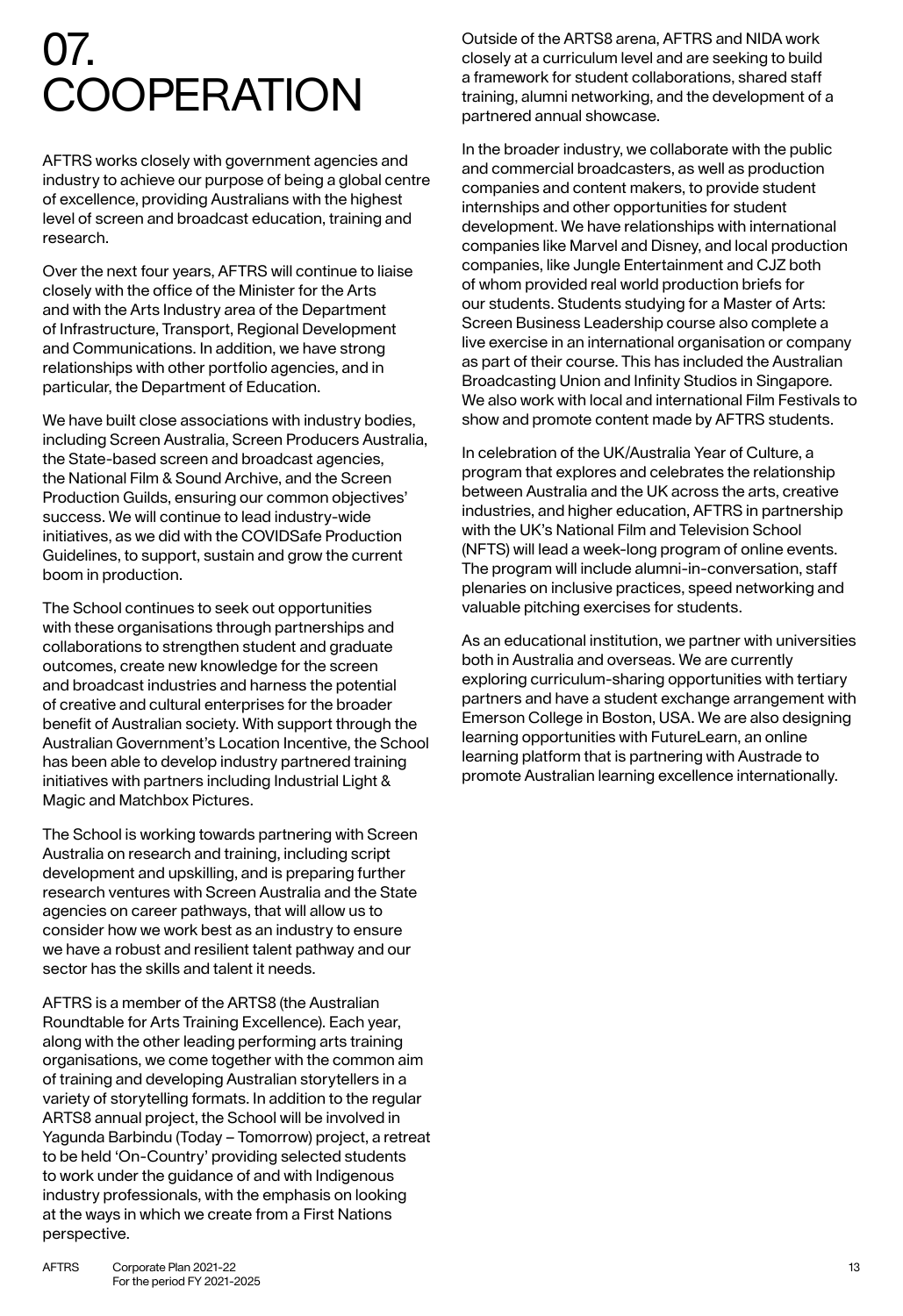# 07. COOPERATION

AFTRS works closely with government agencies and industry to achieve our purpose of being a global centre of excellence, providing Australians with the highest level of screen and broadcast education, training and research.

Over the next four years, AFTRS will continue to liaise closely with the office of the Minister for the Arts and with the Arts Industry area of the Department of Infrastructure, Transport, Regional Development and Communications. In addition, we have strong relationships with other portfolio agencies, and in particular, the Department of Education.

We have built close associations with industry bodies, including Screen Australia, Screen Producers Australia, the State-based screen and broadcast agencies, the National Film & Sound Archive, and the Screen Production Guilds, ensuring our common objectives' success. We will continue to lead industry-wide initiatives, as we did with the COVIDSafe Production Guidelines, to support, sustain and grow the current boom in production.

The School continues to seek out opportunities with these organisations through partnerships and collaborations to strengthen student and graduate outcomes, create new knowledge for the screen and broadcast industries and harness the potential of creative and cultural enterprises for the broader benefit of Australian society. With support through the Australian Government's Location Incentive, the School has been able to develop industry partnered training initiatives with partners including Industrial Light & Magic and Matchbox Pictures.

The School is working towards partnering with Screen Australia on research and training, including script development and upskilling, and is preparing further research ventures with Screen Australia and the State agencies on career pathways, that will allow us to consider how we work best as an industry to ensure we have a robust and resilient talent pathway and our sector has the skills and talent it needs.

AFTRS is a member of the ARTS8 (the Australian Roundtable for Arts Training Excellence). Each year, along with the other leading performing arts training organisations, we come together with the common aim of training and developing Australian storytellers in a variety of storytelling formats. In addition to the regular ARTS8 annual project, the School will be involved in Yagunda Barbindu (Today – Tomorrow) project, a retreat to be held 'On-Country' providing selected students to work under the guidance of and with Indigenous industry professionals, with the emphasis on looking at the ways in which we create from a First Nations perspective.

Outside of the ARTS8 arena, AFTRS and NIDA work closely at a curriculum level and are seeking to build a framework for student collaborations, shared staff training, alumni networking, and the development of a partnered annual showcase.

In the broader industry, we collaborate with the public and commercial broadcasters, as well as production companies and content makers, to provide student internships and other opportunities for student development. We have relationships with international companies like Marvel and Disney, and local production companies, like Jungle Entertainment and CJZ both of whom provided real world production briefs for our students. Students studying for a Master of Arts: Screen Business Leadership course also complete a live exercise in an international organisation or company as part of their course. This has included the Australian Broadcasting Union and Infinity Studios in Singapore. We also work with local and international Film Festivals to show and promote content made by AFTRS students.

In celebration of the UK/Australia Year of Culture, a program that explores and celebrates the relationship between Australia and the UK across the arts, creative industries, and higher education, AFTRS in partnership with the UK's National Film and Television School (NFTS) will lead a week-long program of online events. The program will include alumni-in-conversation, staff plenaries on inclusive practices, speed networking and valuable pitching exercises for students.

As an educational institution, we partner with universities both in Australia and overseas. We are currently exploring curriculum-sharing opportunities with tertiary partners and have a student exchange arrangement with Emerson College in Boston, USA. We are also designing learning opportunities with FutureLearn, an online learning platform that is partnering with Austrade to promote Australian learning excellence internationally.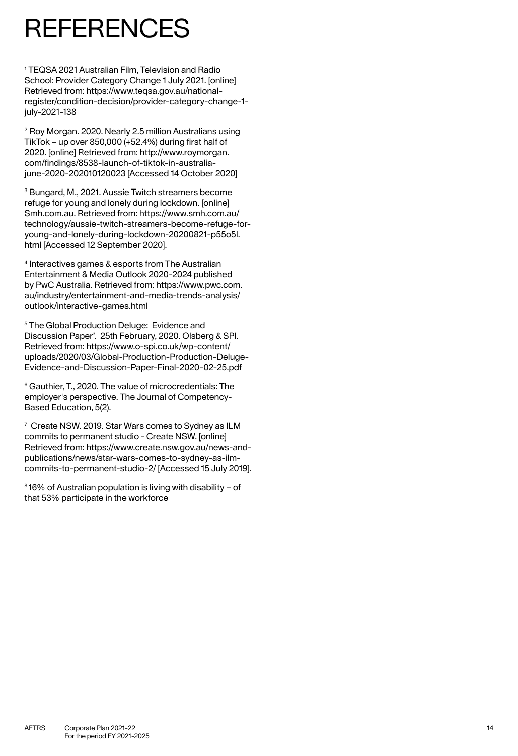# REFERENCES

[1] TEQSA 2021 Australian Film, Television and Radio School: Provider Category Change 1 July 2021. [online] Retrieved from: https://www.teqsa.gov.au/national-register/condition-decision/provider-category-change-1-july-2021-138

[2] Roy Morgan. 2020. Nearly 2.5 million Australians using TikTok – up over 850,000 (+52.4%) during first half of 2020. [online] Retrieved from: http://www.roymorgan.com/findings/8538-launch-of-tiktok-in-australia-june-2020-202010120023 [Accessed 14 October 2020]

[3] Bungard, M., 2021. Aussie Twitch streamers become refuge for young and lonely during lockdown. [online] Smh.com.au. Retrieved from: https://www.smh.com.au/technology/aussie-twitch-streamers-become-refuge-for-young-and-lonely-during-lockdown-20200821-p55o5l.html [Accessed 12 September 2020].

[4] Interactives games & esports from The Australian Entertainment & Media Outlook 2020-2024 published by PwC Australia. Retrieved from: https://www.pwc.com.au/industry/entertainment-and-media-trends-analysis/outlook/interactive-games.html

[5] The Global Production Deluge: Evidence and Discussion Paper'. 25th February, 2020. Olsberg & SPI. Retrieved from: https://www.o-spi.co.uk/wp-content/uploads/2020/03/Global-Production-Production-Deluge-Evidence-and-Discussion-Paper-Final-2020-02-25.pdf

[6] Gauthier, T., 2020. The value of microcredentials: The employer's perspective. The Journal of Competency-Based Education, 5(2).

[7] Create NSW. 2019. Star Wars comes to Sydney as ILM commits to permanent studio - Create NSW. [online] Retrieved from: https://www.create.nsw.gov.au/news-and-publications/news/star-wars-comes-to-sydney-as-ilm-commits-to-permanent-studio-2/ [Accessed 15 July 2019].

[8] 16% of Australian population is living with disability – of that 53% participate in the workforce